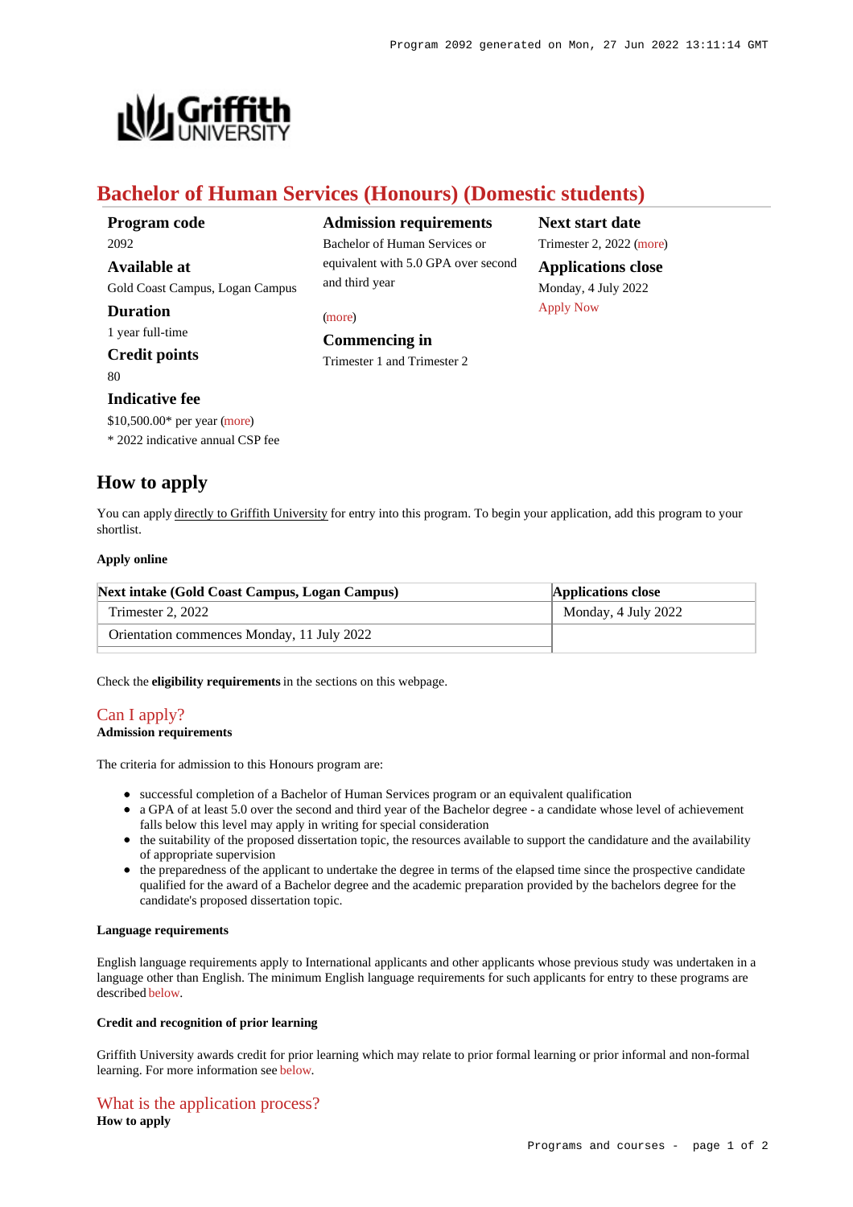# Bachelor of Human Services (Honours) (Domestic students)

**Program code**
2092

**Available at**
Gold Coast Campus, Logan Campus

**Duration**
1 year full-time

**Credit points**
80

**Indicative fee**
$10,500.00* per year (more)
* 2022 indicative annual CSP fee

**Admission requirements**
Bachelor of Human Services or equivalent with 5.0 GPA over second and third year

(more)

**Commencing in**
Trimester 1 and Trimester 2

**Next start date**
Trimester 2, 2022 (more)

**Applications close**
Monday, 4 July 2022
Apply Now

## How to apply

You can apply directly to Griffith University for entry into this program. To begin your application, add this program to your shortlist.

**Apply online**

| Next intake (Gold Coast Campus, Logan Campus) | Applications close |
|---|---|
| Trimester 2, 2022 | Monday, 4 July 2022 |
| Orientation commences Monday, 11 July 2022 | |

Check the **eligibility requirements** in the sections on this webpage.

## Can I apply?

**Admission requirements**

The criteria for admission to this Honours program are:

- successful completion of a Bachelor of Human Services program or an equivalent qualification
- a GPA of at least 5.0 over the second and third year of the Bachelor degree - a candidate whose level of achievement falls below this level may apply in writing for special consideration
- the suitability of the proposed dissertation topic, the resources available to support the candidature and the availability of appropriate supervision
- the preparedness of the applicant to undertake the degree in terms of the elapsed time since the prospective candidate qualified for the award of a Bachelor degree and the academic preparation provided by the bachelors degree for the candidate's proposed dissertation topic.

**Language requirements**

English language requirements apply to International applicants and other applicants whose previous study was undertaken in a language other than English. The minimum English language requirements for such applicants for entry to these programs are described below.

**Credit and recognition of prior learning**

Griffith University awards credit for prior learning which may relate to prior formal learning or prior informal and non-formal learning. For more information see below.

## What is the application process?

**How to apply**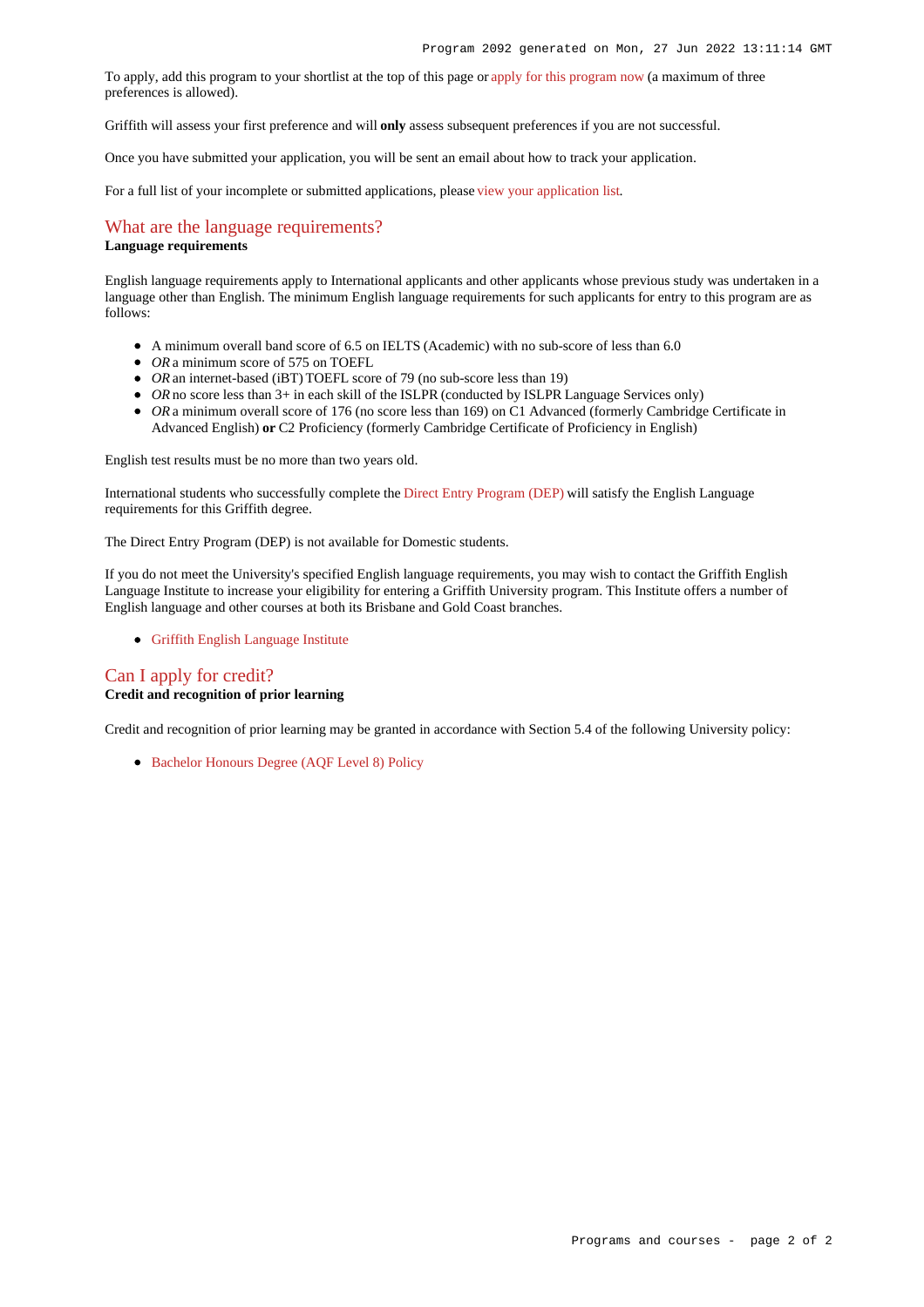To apply, add this program to your shortlist at the top of this page or apply for this program now (a maximum of three preferences is allowed).

Griffith will assess your first preference and will **only** assess subsequent preferences if you are not successful.

Once you have submitted your application, you will be sent an email about how to track your application.

For a full list of your incomplete or submitted applications, please view your application list.

## What are the language requirements?

**Language requirements**

English language requirements apply to International applicants and other applicants whose previous study was undertaken in a language other than English. The minimum English language requirements for such applicants for entry to this program are as follows:

- A minimum overall band score of 6.5 on IELTS (Academic) with no sub-score of less than 6.0
- *OR* a minimum score of 575 on TOEFL
- *OR* an internet-based (iBT) TOEFL score of 79 (no sub-score less than 19)
- *OR* no score less than 3+ in each skill of the ISLPR (conducted by ISLPR Language Services only)
- *OR* a minimum overall score of 176 (no score less than 169) on C1 Advanced (formerly Cambridge Certificate in Advanced English) **or** C2 Proficiency (formerly Cambridge Certificate of Proficiency in English)

English test results must be no more than two years old.

International students who successfully complete the Direct Entry Program (DEP) will satisfy the English Language requirements for this Griffith degree.

The Direct Entry Program (DEP) is not available for Domestic students.

If you do not meet the University's specified English language requirements, you may wish to contact the Griffith English Language Institute to increase your eligibility for entering a Griffith University program. This Institute offers a number of English language and other courses at both its Brisbane and Gold Coast branches.

- Griffith English Language Institute

## Can I apply for credit?

**Credit and recognition of prior learning**

Credit and recognition of prior learning may be granted in accordance with Section 5.4 of the following University policy:

- Bachelor Honours Degree (AQF Level 8) Policy